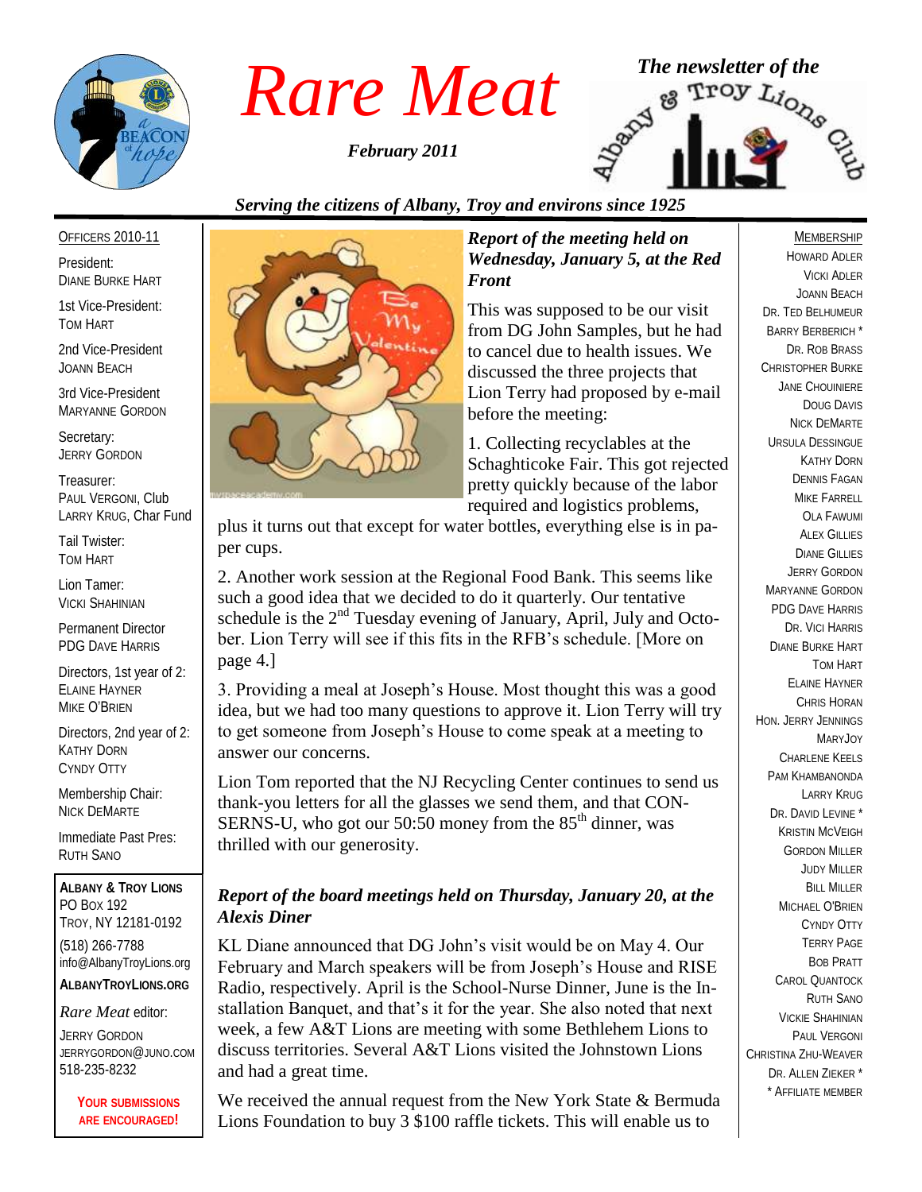# Rare Meat

*February 2011*

*The newsletter of the Albany & Troy Lions Club*

*Serving the citizens of Albany, Troy and environs since 1925*

OFFICERS 2010-11

President:
DIANE BURKE HART

1st Vice-President:
TOM HART

2nd Vice-President
JOANN BEACH

3rd Vice-President
MARYANNE GORDON

Secretary:
JERRY GORDON

Treasurer:
PAUL VERGONI, Club
LARRY KRUG, Char Fund

Tail Twister:
TOM HART

Lion Tamer:
VICKI SHAHINIAN

Permanent Director
PDG DAVE HARRIS

Directors, 1st year of 2:
ELAINE HAYNER
MIKE O'BRIEN

Directors, 2nd year of 2:
KATHY DORN
CYNDY OTTY

Membership Chair:
NICK DEMARTE

Immediate Past Pres:
RUTH SANO

**ALBANY & TROY LIONS**
PO BOX 192
TROY, NY 12181-0192
(518) 266-7788
info@AlbanyTroyLions.org
**ALBANYTROYLIONS.ORG**

*Rare Meat* editor:
JERRY GORDON
JERRYGORDON@JUNO.COM
518-235-8232

**YOUR SUBMISSIONS ARE ENCOURAGED!**

### *Report of the meeting held on Wednesday, January 5, at the Red Front*

This was supposed to be our visit from DG John Samples, but he had to cancel due to health issues. We discussed the three projects that Lion Terry had proposed by e-mail before the meeting:

1. Collecting recyclables at the Schaghticoke Fair. This got rejected pretty quickly because of the labor required and logistics problems, plus it turns out that except for water bottles, everything else is in paper cups.

2. Another work session at the Regional Food Bank. This seems like such a good idea that we decided to do it quarterly. Our tentative schedule is the 2nd Tuesday evening of January, April, July and October. Lion Terry will see if this fits in the RFB's schedule. [More on page 4.]

3. Providing a meal at Joseph's House. Most thought this was a good idea, but we had too many questions to approve it. Lion Terry will try to get someone from Joseph's House to come speak at a meeting to answer our concerns.

Lion Tom reported that the NJ Recycling Center continues to send us thank-you letters for all the glasses we send them, and that CONSERNS-U, who got our 50:50 money from the 85th dinner, was thrilled with our generosity.

### *Report of the board meetings held on Thursday, January 20, at the Alexis Diner*

KL Diane announced that DG John's visit would be on May 4. Our February and March speakers will be from Joseph's House and RISE Radio, respectively. April is the School-Nurse Dinner, June is the Installation Banquet, and that's it for the year. She also noted that next week, a few A&T Lions are meeting with some Bethlehem Lions to discuss territories. Several A&T Lions visited the Johnstown Lions and had a great time.

We received the annual request from the New York State & Bermuda Lions Foundation to buy 3 $100 raffle tickets. This will enable us to

MEMBERSHIP

HOWARD ADLER
VICKI ADLER
JOANN BEACH
DR. TED BELHUMEUR
BARRY BERBERICH *
DR. ROB BRASS
CHRISTOPHER BURKE
JANE CHOUINIERE
DOUG DAVIS
NICK DEMARTE
URSULA DESSINGUE
KATHY DORN
DENNIS FAGAN
MIKE FARRELL
OLA FAWUMI
ALEX GILLIES
DIANE GILLIES
JERRY GORDON
MARYANNE GORDON
PDG DAVE HARRIS
DR. VICI HARRIS
DIANE BURKE HART
TOM HART
ELAINE HAYNER
CHRIS HORAN
HON. JERRY JENNINGS
MARYJOY
CHARLENE KEELS
PAM KHAMBANONDA
LARRY KRUG
DR. DAVID LEVINE *
KRISTIN MCVEIGH
GORDON MILLER
JUDY MILLER
BILL MILLER
MICHAEL O'BRIEN
CYNDY OTTY
TERRY PAGE
BOB PRATT
CAROL QUANTOCK
RUTH SANO
VICKIE SHAHINIAN
PAUL VERGONI
CHRISTINA ZHU-WEAVER
DR. ALLEN ZIEKER *
* AFFILIATE MEMBER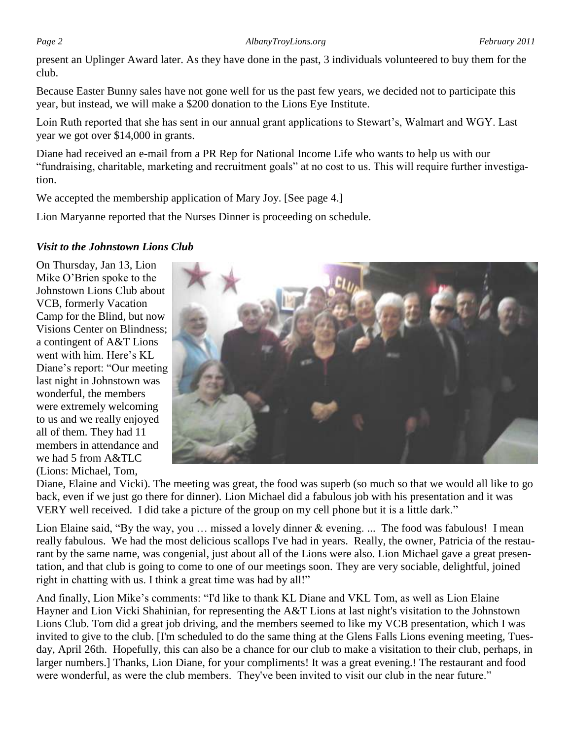present an Uplinger Award later. As they have done in the past, 3 individuals volunteered to buy them for the club.

Because Easter Bunny sales have not gone well for us the past few years, we decided not to participate this year, but instead, we will make a $200 donation to the Lions Eye Institute.

Loin Ruth reported that she has sent in our annual grant applications to Stewart's, Walmart and WGY. Last year we got over $14,000 in grants.

Diane had received an e-mail from a PR Rep for National Income Life who wants to help us with our "fundraising, charitable, marketing and recruitment goals" at no cost to us. This will require further investigation.

We accepted the membership application of Mary Joy. [See page 4.]

Lion Maryanne reported that the Nurses Dinner is proceeding on schedule.

### *Visit to the Johnstown Lions Club*

On Thursday, Jan 13, Lion Mike O'Brien spoke to the Johnstown Lions Club about VCB, formerly Vacation Camp for the Blind, but now Visions Center on Blindness; a contingent of A&T Lions went with him. Here's KL Diane's report: "Our meeting last night in Johnstown was wonderful, the members were extremely welcoming to us and we really enjoyed all of them. They had 11 members in attendance and we had 5 from A&TLC (Lions: Michael, Tom, Diane, Elaine and Vicki). The meeting was great, the food was superb (so much so that we would all like to go back, even if we just go there for dinner). Lion Michael did a fabulous job with his presentation and it was VERY well received. I did take a picture of the group on my cell phone but it is a little dark."

Lion Elaine said, "By the way, you … missed a lovely dinner & evening. ... The food was fabulous! I mean really fabulous. We had the most delicious scallops I've had in years. Really, the owner, Patricia of the restaurant by the same name, was congenial, just about all of the Lions were also. Lion Michael gave a great presentation, and that club is going to come to one of our meetings soon. They are very sociable, delightful, joined right in chatting with us. I think a great time was had by all!"

And finally, Lion Mike's comments: "I'd like to thank KL Diane and VKL Tom, as well as Lion Elaine Hayner and Lion Vicki Shahinian, for representing the A&T Lions at last night's visitation to the Johnstown Lions Club. Tom did a great job driving, and the members seemed to like my VCB presentation, which I was invited to give to the club. [I'm scheduled to do the same thing at the Glens Falls Lions evening meeting, Tuesday, April 26th. Hopefully, this can also be a chance for our club to make a visitation to their club, perhaps, in larger numbers.] Thanks, Lion Diane, for your compliments! It was a great evening.! The restaurant and food were wonderful, as were the club members. They've been invited to visit our club in the near future."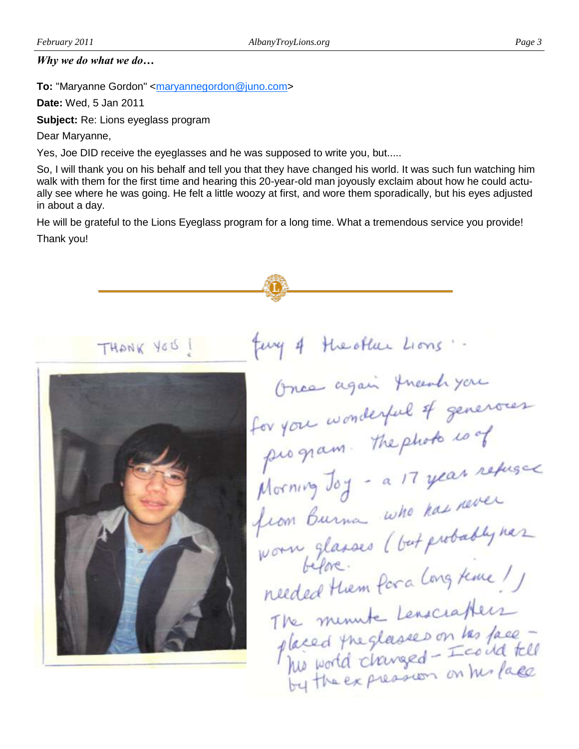*Why we do what we do…*

**To:** "Maryanne Gordon" <maryannegordon@juno.com>

**Date:** Wed, 5 Jan 2011

**Subject:** Re: Lions eyeglass program

Dear Maryanne,

Yes, Joe DID receive the eyeglasses and he was supposed to write you, but.....

So, I will thank you on his behalf and tell you that they have changed his world. It was such fun watching him walk with them for the first time and hearing this 20-year-old man joyously exclaim about how he could actually see where he was going. He felt a little woozy at first, and wore them sporadically, but his eyes adjusted in about a day.

He will be grateful to the Lions Eyeglass program for a long time. What a tremendous service you provide!

Thank you!

---

THANK YOU!

Jerry & the other Lions:

Once again thank you for your wonderful & generous program. The photo is of Morning Joy - a 17 year refugee from Burma who has never worn glasses before (but probably has needed them for a long time!) The minute Lenscrafters placed the glasses on his face - his world changed - I could tell by the expression on his face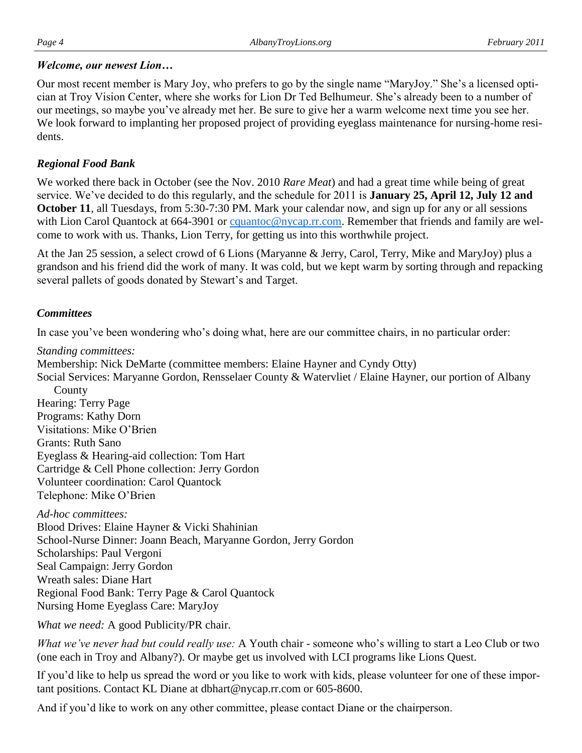### *Welcome, our newest Lion…*

Our most recent member is Mary Joy, who prefers to go by the single name "MaryJoy." She's a licensed optician at Troy Vision Center, where she works for Lion Dr Ted Belhumeur. She's already been to a number of our meetings, so maybe you've already met her. Be sure to give her a warm welcome next time you see her. We look forward to implanting her proposed project of providing eyeglass maintenance for nursing-home residents.

### *Regional Food Bank*

We worked there back in October (see the Nov. 2010 *Rare Meat*) and had a great time while being of great service. We've decided to do this regularly, and the schedule for 2011 is **January 25, April 12, July 12 and October 11**, all Tuesdays, from 5:30-7:30 PM. Mark your calendar now, and sign up for any or all sessions with Lion Carol Quantock at 664-3901 or cquantoc@nycap.rr.com. Remember that friends and family are welcome to work with us. Thanks, Lion Terry, for getting us into this worthwhile project.

At the Jan 25 session, a select crowd of 6 Lions (Maryanne & Jerry, Carol, Terry, Mike and MaryJoy) plus a grandson and his friend did the work of many. It was cold, but we kept warm by sorting through and repacking several pallets of goods donated by Stewart's and Target.

### *Committees*

In case you've been wondering who's doing what, here are our committee chairs, in no particular order:

*Standing committees:*
Membership: Nick DeMarte (committee members: Elaine Hayner and Cyndy Otty)
Social Services: Maryanne Gordon, Rensselaer County & Watervliet / Elaine Hayner, our portion of Albany County
Hearing: Terry Page
Programs: Kathy Dorn
Visitations: Mike O'Brien
Grants: Ruth Sano
Eyeglass & Hearing-aid collection: Tom Hart
Cartridge & Cell Phone collection: Jerry Gordon
Volunteer coordination: Carol Quantock
Telephone: Mike O'Brien

*Ad-hoc committees:*
Blood Drives: Elaine Hayner & Vicki Shahinian
School-Nurse Dinner: Joann Beach, Maryanne Gordon, Jerry Gordon
Scholarships: Paul Vergoni
Seal Campaign: Jerry Gordon
Wreath sales: Diane Hart
Regional Food Bank: Terry Page & Carol Quantock
Nursing Home Eyeglass Care: MaryJoy

*What we need:* A good Publicity/PR chair.

*What we've never had but could really use:* A Youth chair - someone who's willing to start a Leo Club or two (one each in Troy and Albany?). Or maybe get us involved with LCI programs like Lions Quest.

If you'd like to help us spread the word or you like to work with kids, please volunteer for one of these important positions. Contact KL Diane at dbhart@nycap.rr.com or 605-8600.

And if you'd like to work on any other committee, please contact Diane or the chairperson.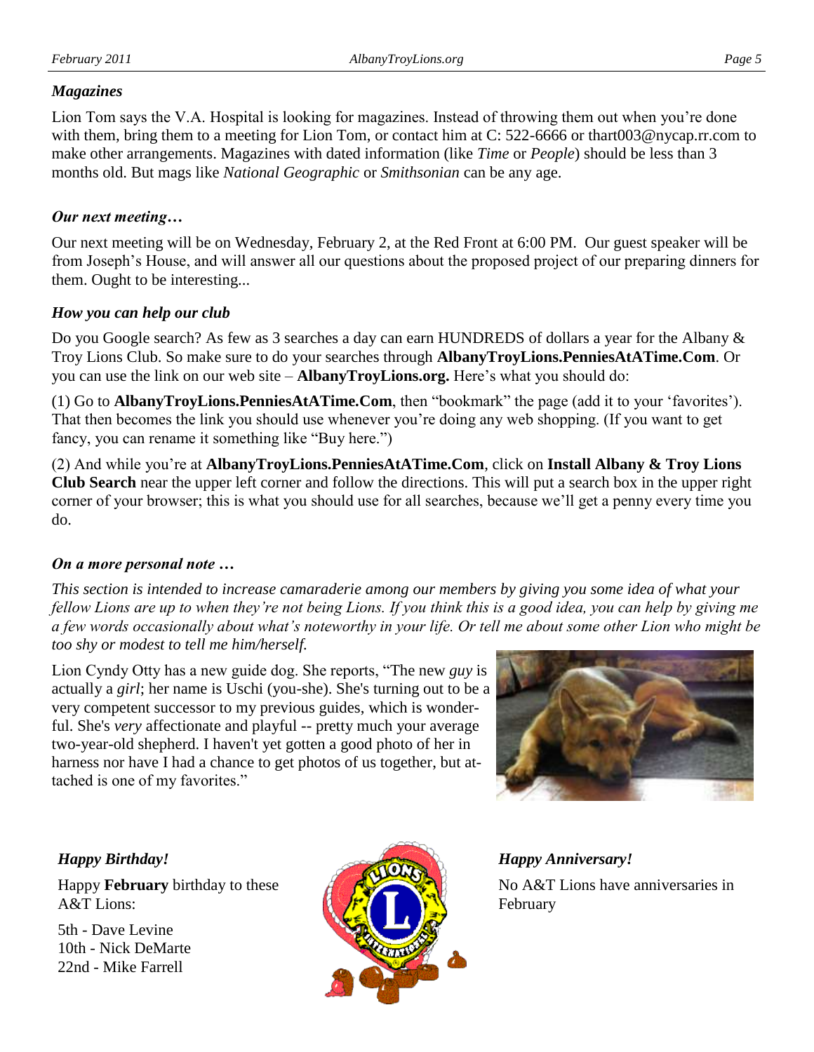### *Magazines*

Lion Tom says the V.A. Hospital is looking for magazines. Instead of throwing them out when you're done with them, bring them to a meeting for Lion Tom, or contact him at C: 522-6666 or thart003@nycap.rr.com to make other arrangements. Magazines with dated information (like *Time* or *People*) should be less than 3 months old. But mags like *National Geographic* or *Smithsonian* can be any age.

### *Our next meeting…*

Our next meeting will be on Wednesday, February 2, at the Red Front at 6:00 PM. Our guest speaker will be from Joseph's House, and will answer all our questions about the proposed project of our preparing dinners for them. Ought to be interesting...

### *How you can help our club*

Do you Google search? As few as 3 searches a day can earn HUNDREDS of dollars a year for the Albany & Troy Lions Club. So make sure to do your searches through **AlbanyTroyLions.PenniesAtATime.Com**. Or you can use the link on our web site – **AlbanyTroyLions.org.** Here's what you should do:

(1) Go to **AlbanyTroyLions.PenniesAtATime.Com**, then "bookmark" the page (add it to your 'favorites'). That then becomes the link you should use whenever you're doing any web shopping. (If you want to get fancy, you can rename it something like "Buy here.")

(2) And while you're at **AlbanyTroyLions.PenniesAtATime.Com**, click on **Install Albany & Troy Lions Club Search** near the upper left corner and follow the directions. This will put a search box in the upper right corner of your browser; this is what you should use for all searches, because we'll get a penny every time you do.

### *On a more personal note …*

*This section is intended to increase camaraderie among our members by giving you some idea of what your fellow Lions are up to when they're not being Lions. If you think this is a good idea, you can help by giving me a few words occasionally about what's noteworthy in your life. Or tell me about some other Lion who might be too shy or modest to tell me him/herself.*

Lion Cyndy Otty has a new guide dog. She reports, "The new *guy* is actually a *girl*; her name is Uschi (you-she). She's turning out to be a very competent successor to my previous guides, which is wonderful. She's *very* affectionate and playful -- pretty much your average two-year-old shepherd. I haven't yet gotten a good photo of her in harness nor have I had a chance to get photos of us together, but attached is one of my favorites."

### *Happy Birthday!*

Happy **February** birthday to these A&T Lions:

5th - Dave Levine
10th - Nick DeMarte
22nd - Mike Farrell

### *Happy Anniversary!*

No A&T Lions have anniversaries in February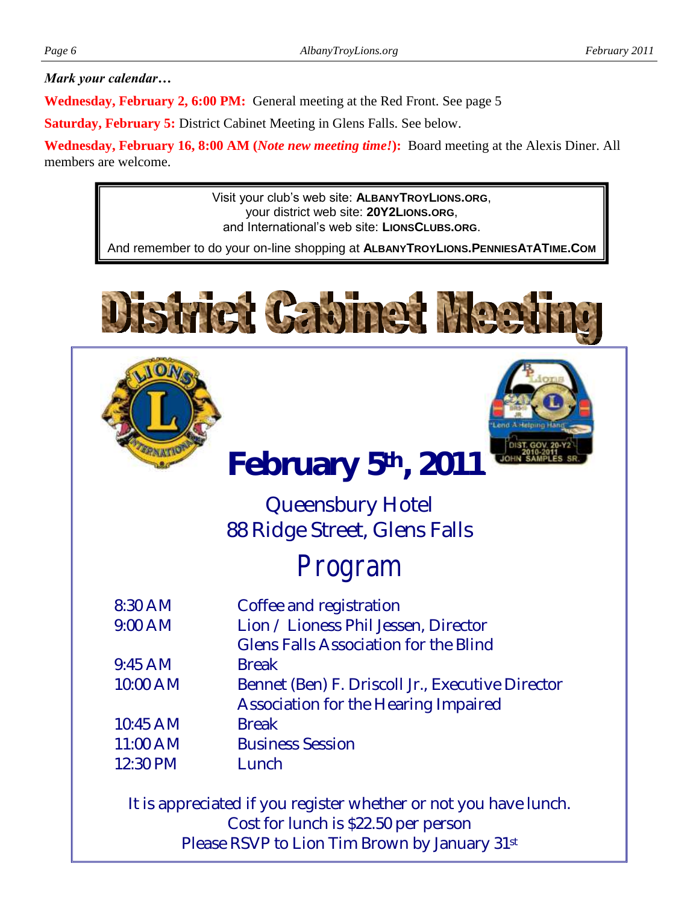*Mark your calendar…*

**Wednesday, February 2, 6:00 PM:** General meeting at the Red Front. See page 5

**Saturday, February 5:** District Cabinet Meeting in Glens Falls. See below.

**Wednesday, February 16, 8:00 AM (*Note new meeting time!*):** Board meeting at the Alexis Diner. All members are welcome.

> Visit your club's web site: **ALBANYTROYLIONS.ORG**,
> your district web site: **20Y2LIONS.ORG**,
> and International's web site: **LIONSCLUBS.ORG**.
>
> And remember to do your on-line shopping at **ALBANYTROYLIONS.PENNIESATATIME.COM**

# District Cabinet Meeting

## February 5th, 2011

Queensbury Hotel
88 Ridge Street, Glens Falls

## Program

| | |
|---|---|
| 8:30 AM | Coffee and registration |
| 9:00 AM | Lion / Lioness Phil Jessen, Director<br>Glens Falls Association for the Blind |
| 9:45 AM | Break |
| 10:00 AM | Bennet (Ben) F. Driscoll Jr., Executive Director<br>Association for the Hearing Impaired |
| 10:45 AM | Break |
| 11:00 AM | Business Session |
| 12:30 PM | Lunch |

It is appreciated if you register whether or not you have lunch.
Cost for lunch is $22.50 per person
Please RSVP to Lion Tim Brown by January 31st